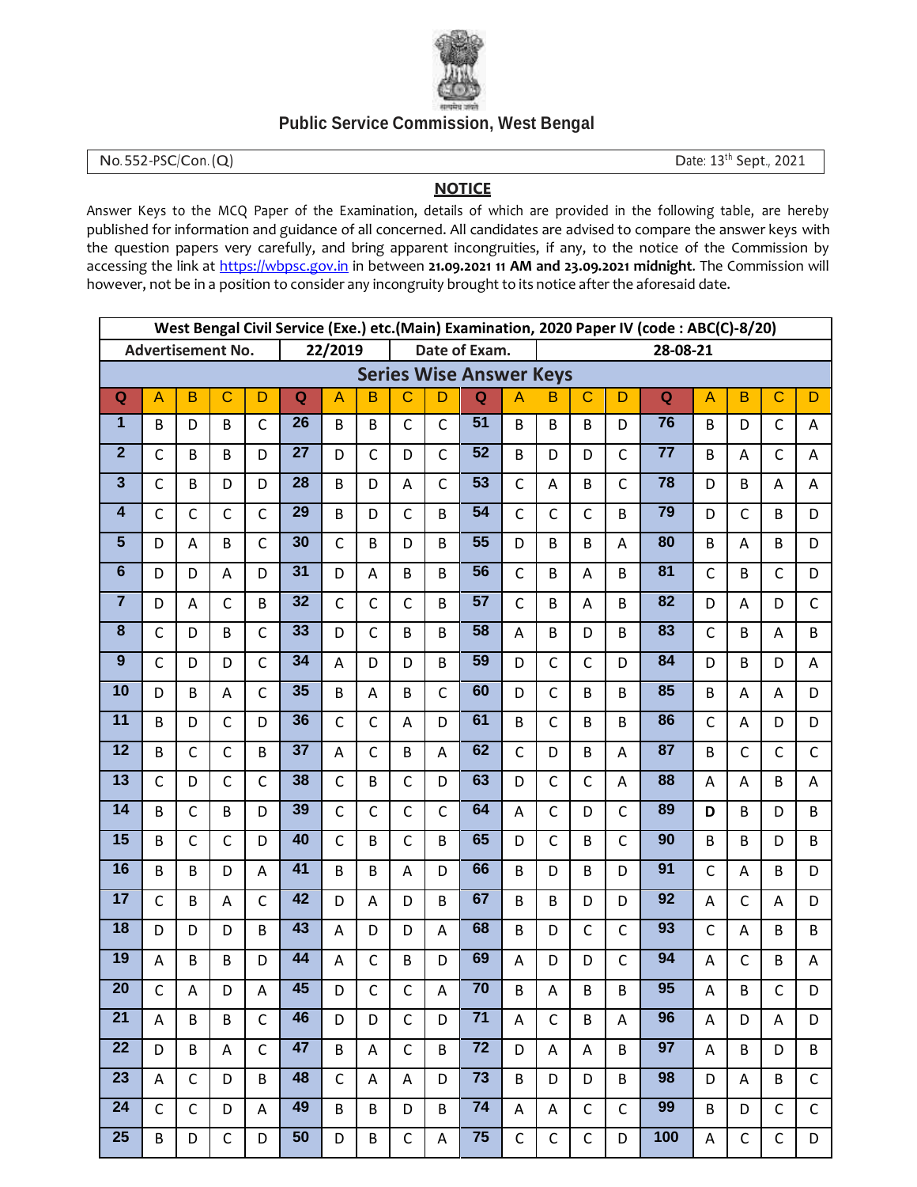Public Service Commission, West Bengal

No. 552-PSC/Con. (Q) Date: 13th Sept., 2021

## NOTICE

Answer Keys to the MCQ Paper of the Examination, details of which are provided in the following table, are hereby published for information and guidance of all concerned. All candidates are advised to compare the answer keys with the question papers very carefully, and bring apparent incongruities, if any, to the notice of the Commission by accessing the link at https://wbpsc.gov.in in between **21.09.2021 11 AM and 23.09.2021 midnight**. The Commission will however, not be in a position to consider any incongruity brought to its notice after the aforesaid date.

**West Bengal Civil Service (Exe.) etc.(Main) Examination, 2020 Paper IV (code : ABC(C)-8/20)**

| Advertisement No. | 22/2019 | Date of Exam. | 28-08-21 |
|---|---|---|---|

**Series Wise Answer Keys**

| Q | A | B | C | D | Q | A | B | C | D | Q | A | B | C | D | Q | A | B | C | D |
|---|---|---|---|---|---|---|---|---|---|---|---|---|---|---|---|---|---|---|---|
| 1 | B | D | B | C | 26 | B | B | C | C | 51 | B | B | B | D | 76 | B | D | C | A |
| 2 | C | B | B | D | 27 | D | C | D | C | 52 | B | D | D | C | 77 | B | A | C | A |
| 3 | C | B | D | D | 28 | B | D | A | C | 53 | C | A | B | C | 78 | D | B | A | A |
| 4 | C | C | C | C | 29 | B | D | C | B | 54 | C | C | C | B | 79 | D | C | B | D |
| 5 | D | A | B | C | 30 | C | B | D | B | 55 | D | B | B | A | 80 | B | A | B | D |
| 6 | D | D | A | D | 31 | D | A | B | B | 56 | C | B | A | B | 81 | C | B | C | D |
| 7 | D | A | C | B | 32 | C | C | C | B | 57 | C | B | A | B | 82 | D | A | D | C |
| 8 | C | D | B | C | 33 | D | C | B | B | 58 | A | B | D | B | 83 | C | B | A | B |
| 9 | C | D | D | C | 34 | A | D | D | B | 59 | D | C | C | D | 84 | D | B | D | A |
| 10 | D | B | A | C | 35 | B | A | B | C | 60 | D | C | B | B | 85 | B | A | A | D |
| 11 | B | D | C | D | 36 | C | C | A | D | 61 | B | C | B | B | 86 | C | A | D | D |
| 12 | B | C | C | B | 37 | A | C | B | A | 62 | C | D | B | A | 87 | B | C | C | C |
| 13 | C | D | C | C | 38 | C | B | C | D | 63 | D | C | C | A | 88 | A | A | B | A |
| 14 | B | C | B | D | 39 | C | C | C | C | 64 | A | C | D | C | 89 | **D** | B | D | B |
| 15 | B | C | C | D | 40 | C | B | C | B | 65 | D | C | B | C | 90 | B | B | D | B |
| 16 | B | B | D | A | 41 | B | B | A | D | 66 | B | D | B | D | 91 | C | A | B | D |
| 17 | C | B | A | C | 42 | D | A | D | B | 67 | B | B | D | D | 92 | A | C | A | D |
| 18 | D | D | D | B | 43 | A | D | D | A | 68 | B | D | C | C | 93 | C | A | B | B |
| 19 | A | B | B | D | 44 | A | C | B | D | 69 | A | D | D | C | 94 | A | C | B | A |
| 20 | C | A | D | A | 45 | D | C | C | A | 70 | B | A | B | B | 95 | A | B | C | D |
| 21 | A | B | B | C | 46 | D | D | C | D | 71 | A | C | B | A | 96 | A | D | A | D |
| 22 | D | B | A | C | 47 | B | A | C | B | 72 | D | A | A | B | 97 | A | B | D | B |
| 23 | A | C | D | B | 48 | C | A | A | D | 73 | B | D | D | B | 98 | D | A | B | C |
| 24 | C | C | D | A | 49 | B | B | D | B | 74 | A | A | C | C | 99 | B | D | C | C |
| 25 | B | D | C | D | 50 | D | B | C | A | 75 | C | C | C | D | 100 | A | C | C | D |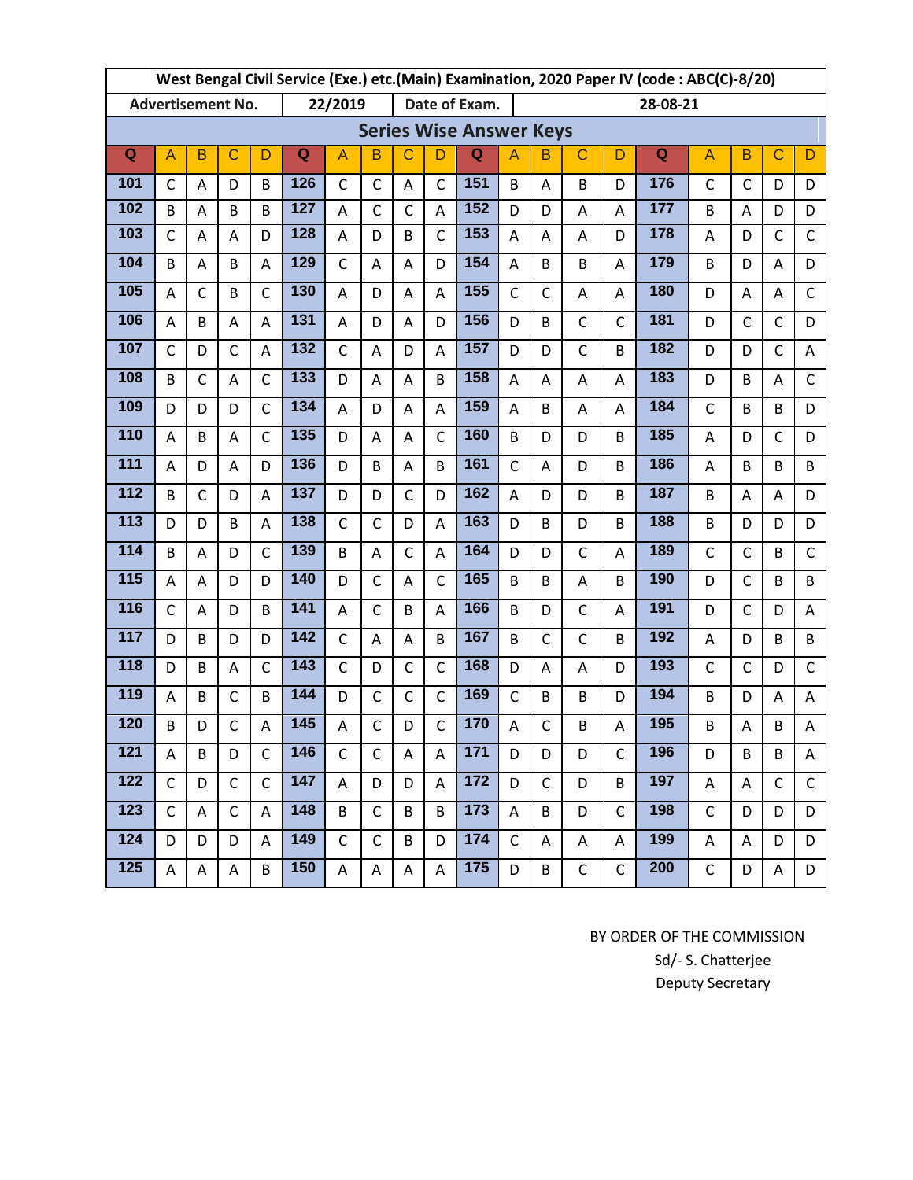| West Bengal Civil Service (Exe.) etc.(Main) Examination, 2020 Paper IV (code : ABC(C)-8/20) | | | | | | | | | | | | | | | | | | | |
|---|---|---|---|---|---|---|---|---|---|---|---|---|---|---|---|---|---|---|---|
| Advertisement No. | | | | | 22/2019 | | | Date of Exam. | | | | 28-08-21 | | | | | | | |
| Series Wise Answer Keys | | | | | | | | | | | | | | | | | | | |
| Q | A | B | C | D | Q | A | B | C | D | Q | A | B | C | D | Q | A | B | C | D |
| 101 | C | A | D | B | 126 | C | C | A | C | 151 | B | A | B | D | 176 | C | C | D | D |
| 102 | B | A | B | B | 127 | A | C | C | A | 152 | D | D | A | A | 177 | B | A | D | D |
| 103 | C | A | A | D | 128 | A | D | B | C | 153 | A | A | A | D | 178 | A | D | C | C |
| 104 | B | A | B | A | 129 | C | A | A | D | 154 | A | B | B | A | 179 | B | D | A | D |
| 105 | A | C | B | C | 130 | A | D | A | A | 155 | C | C | A | A | 180 | D | A | A | C |
| 106 | A | B | A | A | 131 | A | D | A | D | 156 | D | B | C | C | 181 | D | C | C | D |
| 107 | C | D | C | A | 132 | C | A | D | A | 157 | D | D | C | B | 182 | D | D | C | A |
| 108 | B | C | A | C | 133 | D | A | A | B | 158 | A | A | A | A | 183 | D | B | A | C |
| 109 | D | D | D | C | 134 | A | D | A | A | 159 | A | B | A | A | 184 | C | B | B | D |
| 110 | A | B | A | C | 135 | D | A | A | C | 160 | B | D | D | B | 185 | A | D | C | D |
| 111 | A | D | A | D | 136 | D | B | A | B | 161 | C | A | D | B | 186 | A | B | B | B |
| 112 | B | C | D | A | 137 | D | D | C | D | 162 | A | D | D | B | 187 | B | A | A | D |
| 113 | D | D | B | A | 138 | C | C | D | A | 163 | D | B | D | B | 188 | B | D | D | D |
| 114 | B | A | D | C | 139 | B | A | C | A | 164 | D | D | C | A | 189 | C | C | B | C |
| 115 | A | A | D | D | 140 | D | C | A | C | 165 | B | B | A | B | 190 | D | C | B | B |
| 116 | C | A | D | B | 141 | A | C | B | A | 166 | B | D | C | A | 191 | D | C | D | A |
| 117 | D | B | D | D | 142 | C | A | A | B | 167 | B | C | C | B | 192 | A | D | B | B |
| 118 | D | B | A | C | 143 | C | D | C | C | 168 | D | A | A | D | 193 | C | C | D | C |
| 119 | A | B | C | B | 144 | D | C | C | C | 169 | C | B | B | D | 194 | B | D | A | A |
| 120 | B | D | C | A | 145 | A | C | D | C | 170 | A | C | B | A | 195 | B | A | B | A |
| 121 | A | B | D | C | 146 | C | C | A | A | 171 | D | D | D | C | 196 | D | B | B | A |
| 122 | C | D | C | C | 147 | A | D | D | A | 172 | D | C | D | B | 197 | A | A | C | C |
| 123 | C | A | C | A | 148 | B | C | B | B | 173 | A | B | D | C | 198 | C | D | D | D |
| 124 | D | D | D | A | 149 | C | C | B | D | 174 | C | A | A | A | 199 | A | A | D | D |
| 125 | A | A | A | B | 150 | A | A | A | A | 175 | D | B | C | C | 200 | C | D | A | D |

BY ORDER OF THE COMMISSION
Sd/- S. Chatterjee
Deputy Secretary